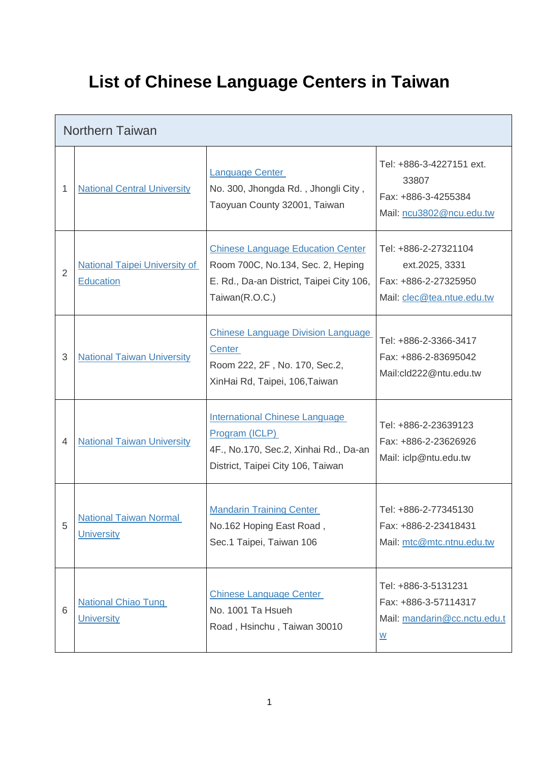# List of Chinese Language Centers in Taiwan

| Northern Taiwan | | | |
|---|---|---|---|
| 1 | National Central University | Language Center<br>No. 300, Jhongda Rd. , Jhongli City , Taoyuan County 32001, Taiwan | Tel: +886-3-4227151 ext. 33807<br>Fax: +886-3-4255384<br>Mail: ncu3802@ncu.edu.tw |
| 2 | National Taipei University of Education | Chinese Language Education Center<br>Room 700C, No.134, Sec. 2, Heping E. Rd., Da-an District, Taipei City 106, Taiwan(R.O.C.) | Tel: +886-2-27321104 ext.2025, 3331<br>Fax: +886-2-27325950<br>Mail: clec@tea.ntue.edu.tw |
| 3 | National Taiwan University | Chinese Language Division Language Center<br>Room 222, 2F , No. 170, Sec.2, XinHai Rd, Taipei, 106,Taiwan | Tel: +886-2-3366-3417<br>Fax: +886-2-83695042<br>Mail:cld222@ntu.edu.tw |
| 4 | National Taiwan University | International Chinese Language Program (ICLP)<br>4F., No.170, Sec.2, Xinhai Rd., Da-an District, Taipei City 106, Taiwan | Tel: +886-2-23639123<br>Fax: +886-2-23626926<br>Mail: iclp@ntu.edu.tw |
| 5 | National Taiwan Normal University | Mandarin Training Center<br>No.162 Hoping East Road , Sec.1 Taipei, Taiwan 106 | Tel: +886-2-77345130<br>Fax: +886-2-23418431<br>Mail: mtc@mtc.ntnu.edu.tw |
| 6 | National Chiao Tung University | Chinese Language Center<br>No. 1001 Ta Hsueh Road , Hsinchu , Taiwan 30010 | Tel: +886-3-5131231<br>Fax: +886-3-57114317<br>Mail: mandarin@cc.nctu.edu.tw |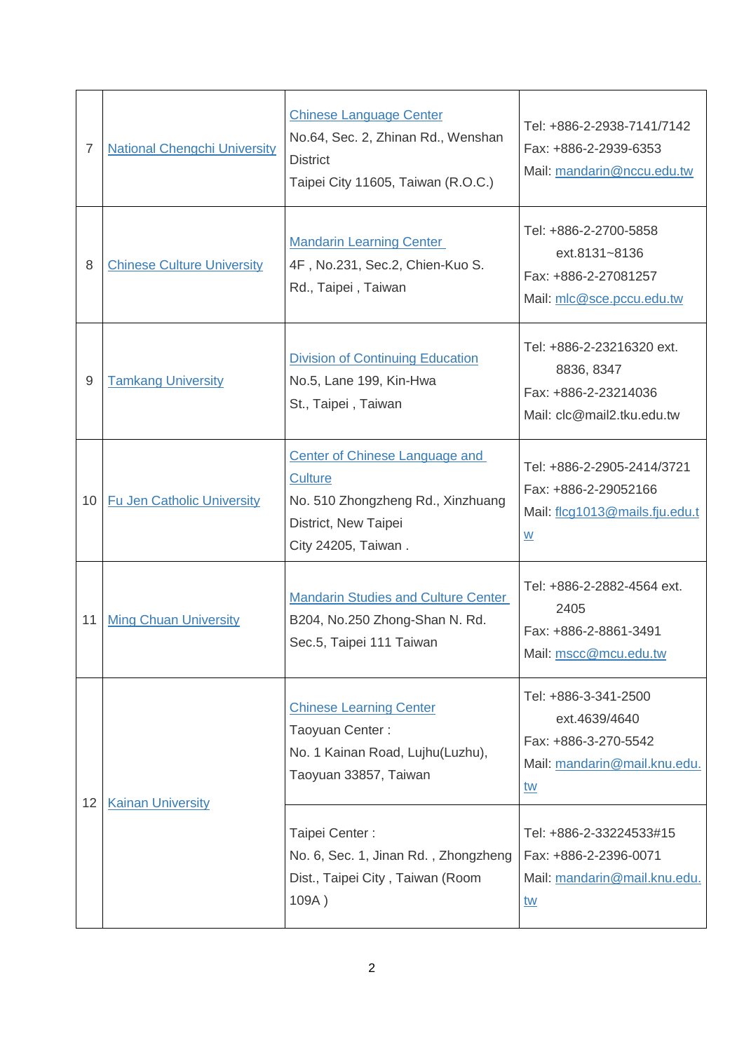| 7 | National Chengchi University | Chinese Language Center<br>No.64, Sec. 2, Zhinan Rd., Wenshan District<br>Taipei City 11605, Taiwan (R.O.C.) | Tel: +886-2-2938-7141/7142<br>Fax: +886-2-2939-6353<br>Mail: mandarin@nccu.edu.tw |
|---|---|---|---|
| 8 | Chinese Culture University | Mandarin Learning Center<br>4F , No.231, Sec.2, Chien-Kuo S. Rd., Taipei , Taiwan | Tel: +886-2-2700-5858 ext.8131~8136<br>Fax: +886-2-27081257<br>Mail: mlc@sce.pccu.edu.tw |
| 9 | Tamkang University | Division of Continuing Education<br>No.5, Lane 199, Kin-Hwa St., Taipei , Taiwan | Tel: +886-2-23216320 ext. 8836, 8347<br>Fax: +886-2-23214036<br>Mail: clc@mail2.tku.edu.tw |
| 10 | Fu Jen Catholic University | Center of Chinese Language and Culture<br>No. 510 Zhongzheng Rd., Xinzhuang District, New Taipei City 24205, Taiwan . | Tel: +886-2-2905-2414/3721<br>Fax: +886-2-29052166<br>Mail: flcg1013@mails.fju.edu.tw |
| 11 | Ming Chuan University | Mandarin Studies and Culture Center<br>B204, No.250 Zhong-Shan N. Rd. Sec.5, Taipei 111 Taiwan | Tel: +886-2-2882-4564 ext. 2405<br>Fax: +886-2-8861-3491<br>Mail: mscc@mcu.edu.tw |
| 12 | Kainan University | Chinese Learning Center<br>Taoyuan Center :<br>No. 1 Kainan Road, Lujhu(Luzhu), Taoyuan 33857, Taiwan | Tel: +886-3-341-2500 ext.4639/4640<br>Fax: +886-3-270-5542<br>Mail: mandarin@mail.knu.edu.tw |
| | | Taipei Center :<br>No. 6, Sec. 1, Jinan Rd. , Zhongzheng Dist., Taipei City , Taiwan (Room 109A ) | Tel: +886-2-33224533#15<br>Fax: +886-2-2396-0071<br>Mail: mandarin@mail.knu.edu.tw |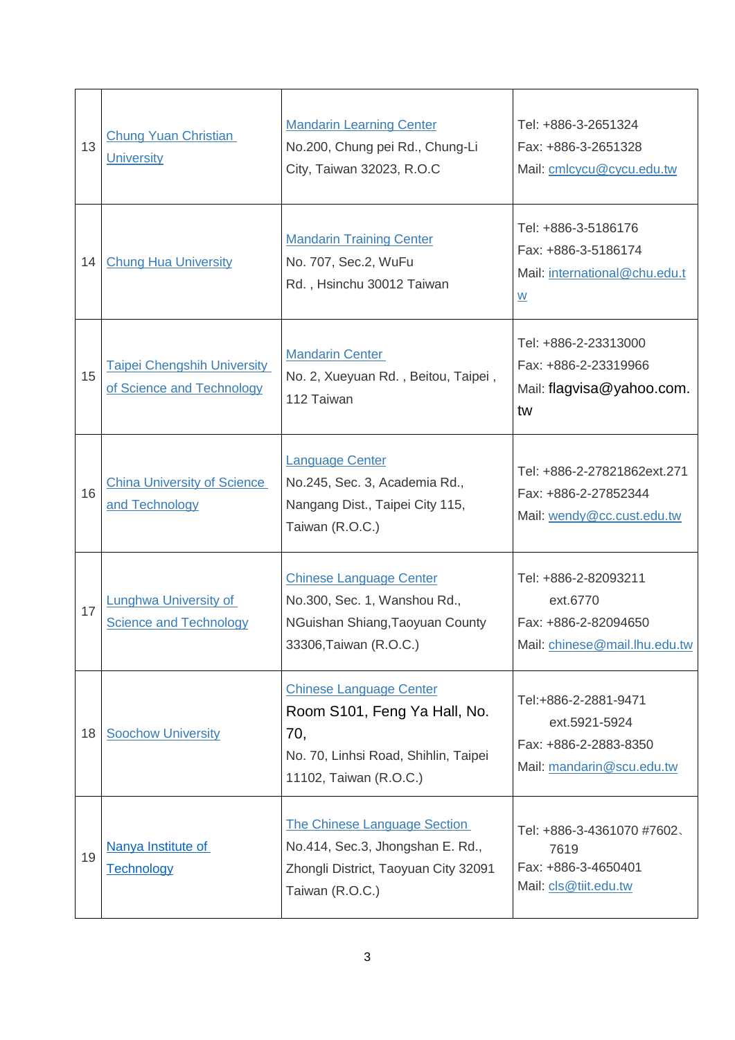| 13 | Chung Yuan Christian University | Mandarin Learning Center<br>No.200, Chung pei Rd., Chung-Li City, Taiwan 32023, R.O.C | Tel: +886-3-2651324<br>Fax: +886-3-2651328<br>Mail: cmlcycu@cycu.edu.tw |
|---|---|---|---|
| 14 | Chung Hua University | Mandarin Training Center<br>No. 707, Sec.2, WuFu Rd. , Hsinchu 30012 Taiwan | Tel: +886-3-5186176<br>Fax: +886-3-5186174<br>Mail: international@chu.edu.tw |
| 15 | Taipei Chengshih University of Science and Technology | Mandarin Center<br>No. 2, Xueyuan Rd. , Beitou, Taipei , 112 Taiwan | Tel: +886-2-23313000<br>Fax: +886-2-23319966<br>Mail: flagvisa@yahoo.com.tw |
| 16 | China University of Science and Technology | Language Center<br>No.245, Sec. 3, Academia Rd., Nangang Dist., Taipei City 115, Taiwan (R.O.C.) | Tel: +886-2-27821862ext.271<br>Fax: +886-2-27852344<br>Mail: wendy@cc.cust.edu.tw |
| 17 | Lunghwa University of Science and Technology | Chinese Language Center<br>No.300, Sec. 1, Wanshou Rd., NGuishan Shiang,Taoyuan County 33306,Taiwan (R.O.C.) | Tel: +886-2-82093211 ext.6770<br>Fax: +886-2-82094650<br>Mail: chinese@mail.lhu.edu.tw |
| 18 | Soochow University | Chinese Language Center<br>Room S101, Feng Ya Hall, No. 70,<br>No. 70, Linhsi Road, Shihlin, Taipei 11102, Taiwan (R.O.C.) | Tel:+886-2-2881-9471 ext.5921-5924<br>Fax: +886-2-2883-8350<br>Mail: mandarin@scu.edu.tw |
| 19 | Nanya Institute of Technology | The Chinese Language Section<br>No.414, Sec.3, Jhongshan E. Rd., Zhongli District, Taoyuan City 32091 Taiwan (R.O.C.) | Tel: +886-3-4361070 #7602、7619<br>Fax: +886-3-4650401<br>Mail: cls@tiit.edu.tw |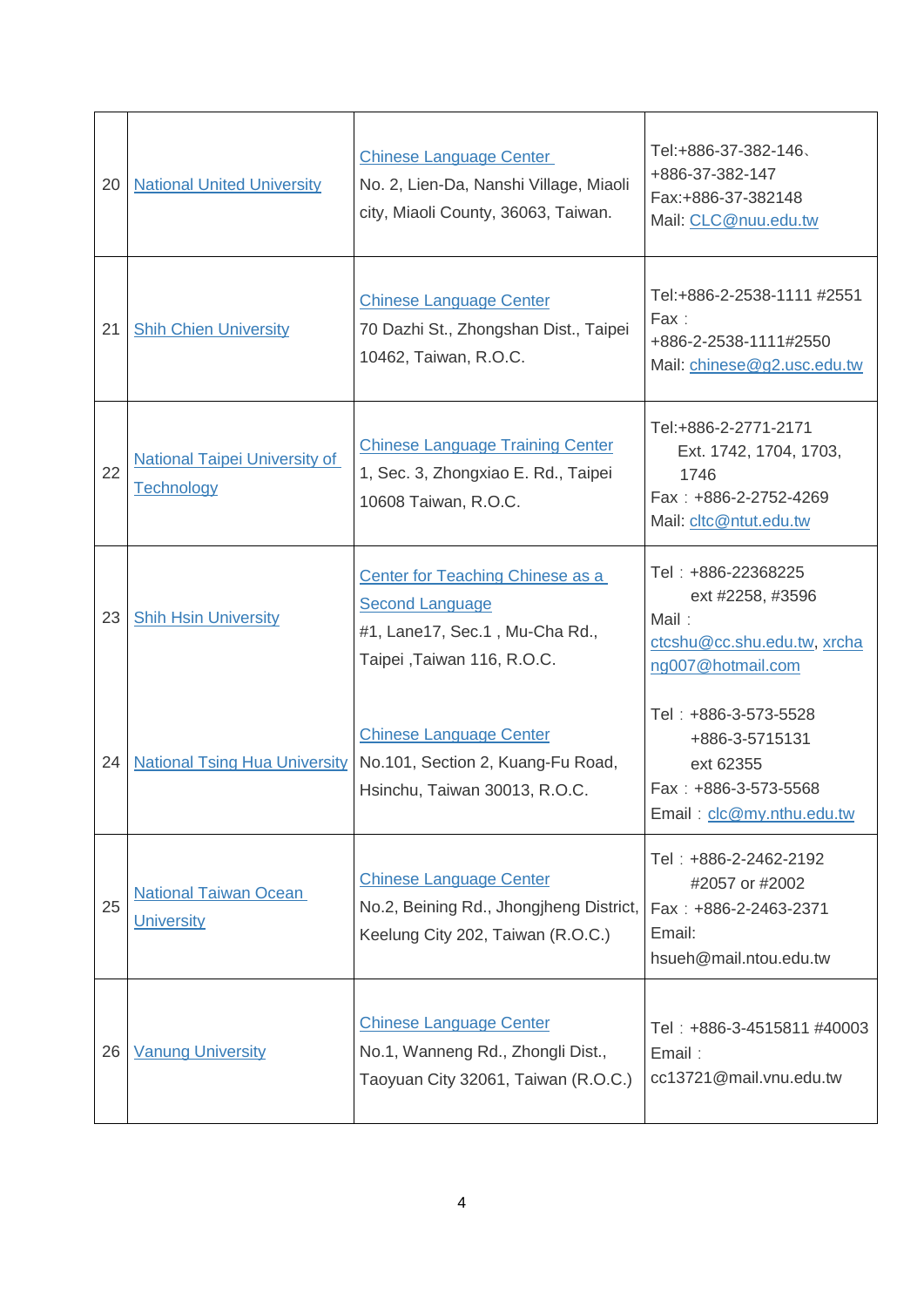| | | | |
|---|---|---|---|
| 20 | National United University | Chinese Language Center<br>No. 2, Lien-Da, Nanshi Village, Miaoli city, Miaoli County, 36063, Taiwan. | Tel:+886-37-382-146、+886-37-382-147<br>Fax:+886-37-382148<br>Mail: CLC@nuu.edu.tw |
| 21 | Shih Chien University | Chinese Language Center<br>70 Dazhi St., Zhongshan Dist., Taipei 10462, Taiwan, R.O.C. | Tel:+886-2-2538-1111 #2551<br>Fax：+886-2-2538-1111#2550<br>Mail: chinese@g2.usc.edu.tw |
| 22 | National Taipei University of Technology | Chinese Language Training Center<br>1, Sec. 3, Zhongxiao E. Rd., Taipei 10608 Taiwan, R.O.C. | Tel:+886-2-2771-2171 Ext. 1742, 1704, 1703, 1746<br>Fax：+886-2-2752-4269<br>Mail: cltc@ntut.edu.tw |
| 23 | Shih Hsin University | Center for Teaching Chinese as a Second Language<br>#1, Lane17, Sec.1 , Mu-Cha Rd., Taipei ,Taiwan 116, R.O.C. | Tel：+886-22368225 ext #2258, #3596<br>Mail：ctcshu@cc.shu.edu.tw, xrchang007@hotmail.com |
| 24 | National Tsing Hua University | Chinese Language Center<br>No.101, Section 2, Kuang-Fu Road, Hsinchu, Taiwan 30013, R.O.C. | Tel：+886-3-573-5528 +886-3-5715131 ext 62355<br>Fax：+886-3-573-5568<br>Email：clc@my.nthu.edu.tw |
| 25 | National Taiwan Ocean University | Chinese Language Center<br>No.2, Beining Rd., Jhongjheng District, Keelung City 202, Taiwan (R.O.C.) | Tel：+886-2-2462-2192 #2057 or #2002<br>Fax：+886-2-2463-2371<br>Email: hsueh@mail.ntou.edu.tw |
| 26 | Vanung University | Chinese Language Center<br>No.1, Wanneng Rd., Zhongli Dist., Taoyuan City 32061, Taiwan (R.O.C.) | Tel：+886-3-4515811 #40003<br>Email：cc13721@mail.vnu.edu.tw |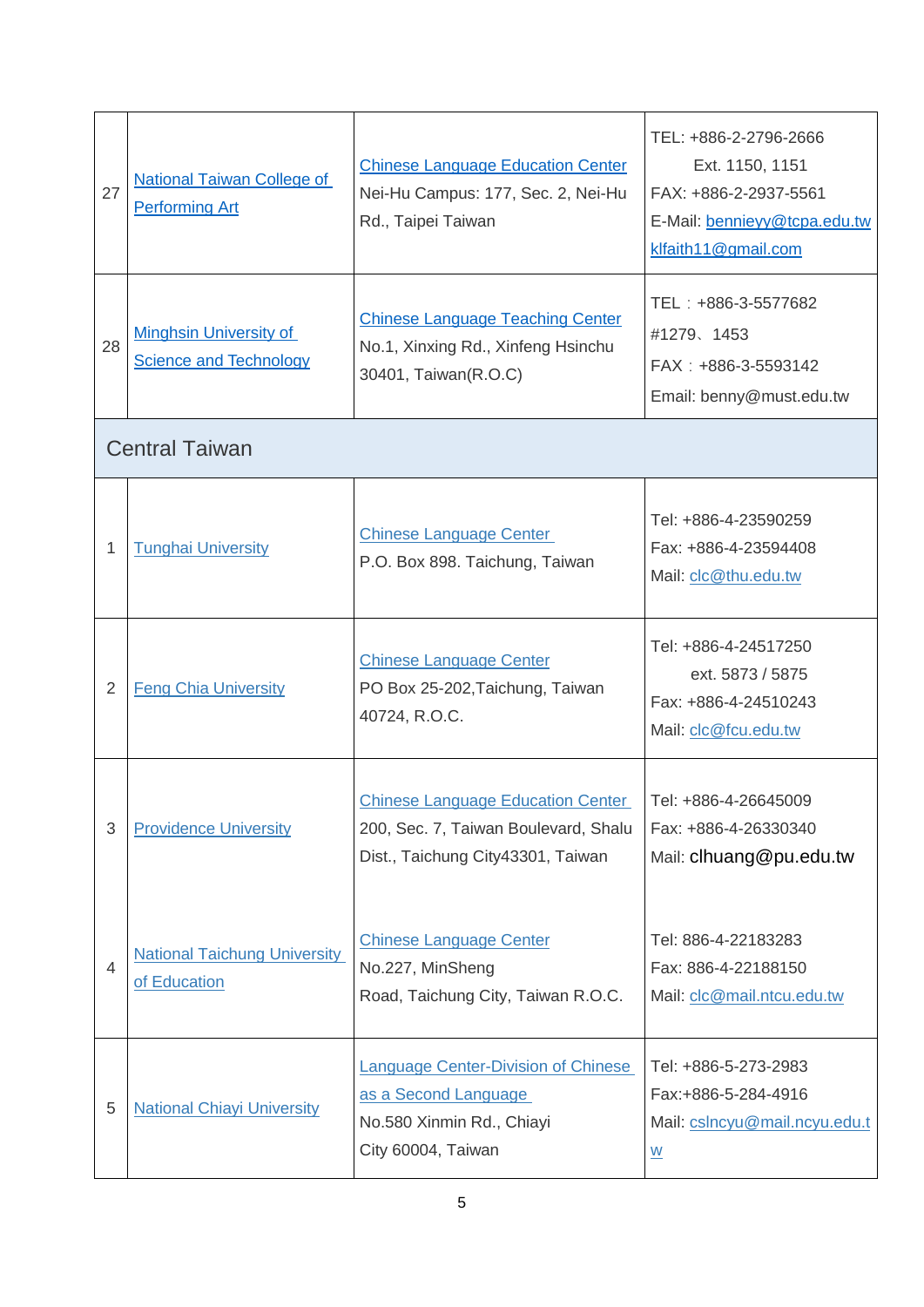| | | | |
|---|---|---|---|
| 27 | National Taiwan College of Performing Art | Chinese Language Education Center<br>Nei-Hu Campus: 177, Sec. 2, Nei-Hu Rd., Taipei Taiwan | TEL: +886-2-2796-2666<br>Ext. 1150, 1151<br>FAX: +886-2-2937-5561<br>E-Mail: bennieyy@tcpa.edu.tw<br>klfaith11@gmail.com |
| 28 | Minghsin University of Science and Technology | Chinese Language Teaching Center<br>No.1, Xinxing Rd., Xinfeng Hsinchu 30401, Taiwan(R.O.C) | TEL：+886-3-5577682<br>#1279、1453<br>FAX：+886-3-5593142<br>Email: benny@must.edu.tw |
| **Central Taiwan** | | | |
| 1 | Tunghai University | Chinese Language Center<br>P.O. Box 898. Taichung, Taiwan | Tel: +886-4-23590259<br>Fax: +886-4-23594408<br>Mail: clc@thu.edu.tw |
| 2 | Feng Chia University | Chinese Language Center<br>PO Box 25-202,Taichung, Taiwan 40724, R.O.C. | Tel: +886-4-24517250<br>ext. 5873 / 5875<br>Fax: +886-4-24510243<br>Mail: clc@fcu.edu.tw |
| 3 | Providence University | Chinese Language Education Center<br>200, Sec. 7, Taiwan Boulevard, Shalu Dist., Taichung City43301, Taiwan | Tel: +886-4-26645009<br>Fax: +886-4-26330340<br>Mail: clhuang@pu.edu.tw |
| 4 | National Taichung University of Education | Chinese Language Center<br>No.227, MinSheng Road, Taichung City, Taiwan R.O.C. | Tel: 886-4-22183283<br>Fax: 886-4-22188150<br>Mail: clc@mail.ntcu.edu.tw |
| 5 | National Chiayi University | Language Center-Division of Chinese as a Second Language<br>No.580 Xinmin Rd., Chiayi City 60004, Taiwan | Tel: +886-5-273-2983<br>Fax:+886-5-284-4916<br>Mail: cslncyu@mail.ncyu.edu.tw |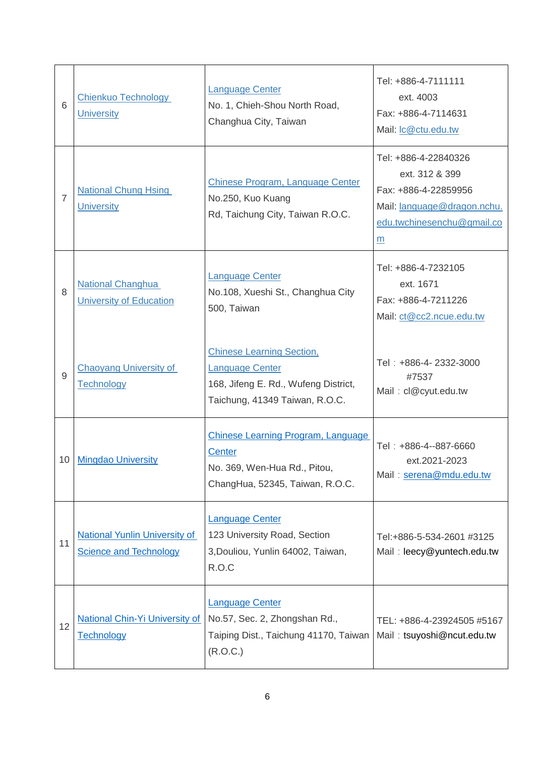| | | | |
|---|---|---|---|
| 6 | Chienkuo Technology University | Language Center<br>No. 1, Chieh-Shou North Road, Changhua City, Taiwan | Tel: +886-4-7111111<br>ext. 4003<br>Fax: +886-4-7114631<br>Mail: lc@ctu.edu.tw |
| 7 | National Chung Hsing University | Chinese Program, Language Center<br>No.250, Kuo Kuang Rd, Taichung City, Taiwan R.O.C. | Tel: +886-4-22840326<br>ext. 312 & 399<br>Fax: +886-4-22859956<br>Mail: language@dragon.nchu.edu.twchinesenchu@gmail.com |
| 8 | National Changhua University of Education | Language Center<br>No.108, Xueshi St., Changhua City 500, Taiwan | Tel: +886-4-7232105<br>ext. 1671<br>Fax: +886-4-7211226<br>Mail: ct@cc2.ncue.edu.tw |
| 9 | Chaoyang University of Technology | Chinese Learning Section, Language Center<br>168, Jifeng E. Rd., Wufeng District, Taichung, 41349 Taiwan, R.O.C. | Tel：+886-4- 2332-3000<br>#7537<br>Mail：cl@cyut.edu.tw |
| 10 | Mingdao University | Chinese Learning Program, Language Center<br>No. 369, Wen-Hua Rd., Pitou, ChangHua, 52345, Taiwan, R.O.C. | Tel：+886-4--887-6660<br>ext.2021-2023<br>Mail：serena@mdu.edu.tw |
| 11 | National Yunlin University of Science and Technology | Language Center<br>123 University Road, Section 3,Douliou, Yunlin 64002, Taiwan, R.O.C | Tel:+886-5-534-2601 #3125<br>Mail：leecy@yuntech.edu.tw |
| 12 | National Chin-Yi University of Technology | Language Center<br>No.57, Sec. 2, Zhongshan Rd., Taiping Dist., Taichung 41170, Taiwan (R.O.C.) | TEL: +886-4-23924505 #5167<br>Mail：tsuyoshi@ncut.edu.tw |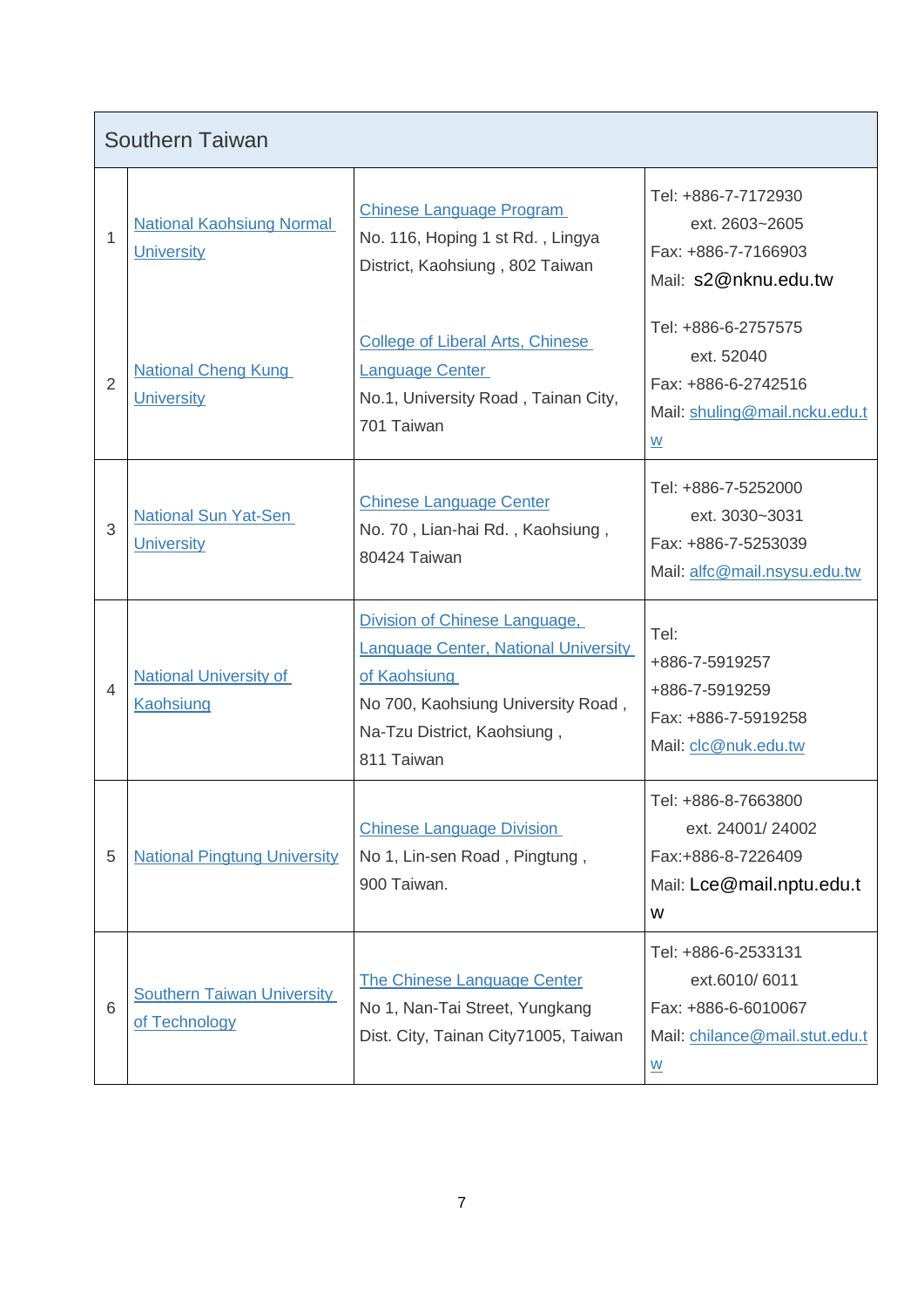| Southern Taiwan | | | |
|---|---|---|---|
| 1 | National Kaohsiung Normal University | Chinese Language Program<br>No. 116, Hoping 1 st Rd. , Lingya District, Kaohsiung , 802 Taiwan | Tel: +886-7-7172930<br>ext. 2603~2605<br>Fax: +886-7-7166903<br>Mail: s2@nknu.edu.tw |
| 2 | National Cheng Kung University | College of Liberal Arts, Chinese Language Center<br>No.1, University Road , Tainan City, 701 Taiwan | Tel: +886-6-2757575<br>ext. 52040<br>Fax: +886-6-2742516<br>Mail: shuling@mail.ncku.edu.tw |
| 3 | National Sun Yat-Sen University | Chinese Language Center<br>No. 70 , Lian-hai Rd. , Kaohsiung , 80424 Taiwan | Tel: +886-7-5252000<br>ext. 3030~3031<br>Fax: +886-7-5253039<br>Mail: alfc@mail.nsysu.edu.tw |
| 4 | National University of Kaohsiung | Division of Chinese Language, Language Center, National University of Kaohsiung<br>No 700, Kaohsiung University Road , Na-Tzu District, Kaohsiung , 811 Taiwan | Tel:<br>+886-7-5919257<br>+886-7-5919259<br>Fax: +886-7-5919258<br>Mail: clc@nuk.edu.tw |
| 5 | National Pingtung University | Chinese Language Division<br>No 1, Lin-sen Road , Pingtung , 900 Taiwan. | Tel: +886-8-7663800<br>ext. 24001/ 24002<br>Fax:+886-8-7226409<br>Mail: Lce@mail.nptu.edu.tw |
| 6 | Southern Taiwan University of Technology | The Chinese Language Center<br>No 1, Nan-Tai Street, Yungkang Dist. City, Tainan City71005, Taiwan | Tel: +886-6-2533131<br>ext.6010/ 6011<br>Fax: +886-6-6010067<br>Mail: chilance@mail.stut.edu.tw |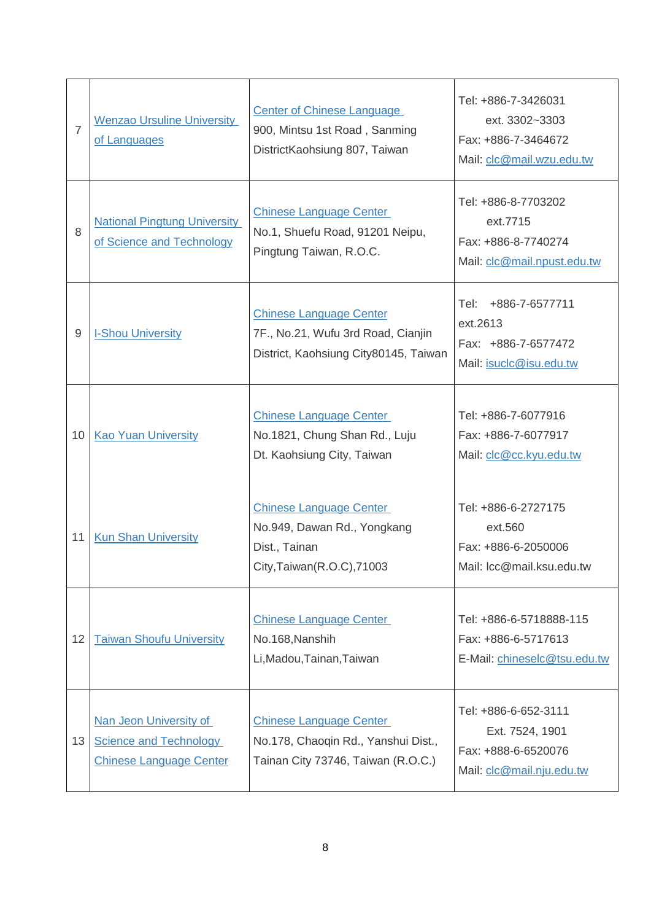| | | | |
|---|---|---|---|
| 7 | Wenzao Ursuline University of Languages | Center of Chinese Language<br>900, Mintsu 1st Road , Sanming DistrictKaohsiung 807, Taiwan | Tel: +886-7-3426031<br>ext. 3302~3303<br>Fax: +886-7-3464672<br>Mail: clc@mail.wzu.edu.tw |
| 8 | National Pingtung University of Science and Technology | Chinese Language Center<br>No.1, Shuefu Road, 91201 Neipu, Pingtung Taiwan, R.O.C. | Tel: +886-8-7703202<br>ext.7715<br>Fax: +886-8-7740274<br>Mail: clc@mail.npust.edu.tw |
| 9 | I-Shou University | Chinese Language Center<br>7F., No.21, Wufu 3rd Road, Cianjin District, Kaohsiung City80145, Taiwan | Tel: +886-7-6577711 ext.2613<br>Fax: +886-7-6577472<br>Mail: isuclc@isu.edu.tw |
| 10 | Kao Yuan University | Chinese Language Center<br>No.1821, Chung Shan Rd., Luju Dt. Kaohsiung City, Taiwan | Tel: +886-7-6077916<br>Fax: +886-7-6077917<br>Mail: clc@cc.kyu.edu.tw |
| 11 | Kun Shan University | Chinese Language Center<br>No.949, Dawan Rd., Yongkang Dist., Tainan City,Taiwan(R.O.C),71003 | Tel: +886-6-2727175<br>ext.560<br>Fax: +886-6-2050006<br>Mail: lcc@mail.ksu.edu.tw |
| 12 | Taiwan Shoufu University | Chinese Language Center<br>No.168,Nanshih Li,Madou,Tainan,Taiwan | Tel: +886-6-5718888-115<br>Fax: +886-6-5717613<br>E-Mail: chineselc@tsu.edu.tw |
| 13 | Nan Jeon University of Science and Technology Chinese Language Center | Chinese Language Center<br>No.178, Chaoqin Rd., Yanshui Dist., Tainan City 73746, Taiwan (R.O.C.) | Tel: +886-6-652-3111<br>Ext. 7524, 1901<br>Fax: +888-6-6520076<br>Mail: clc@mail.nju.edu.tw |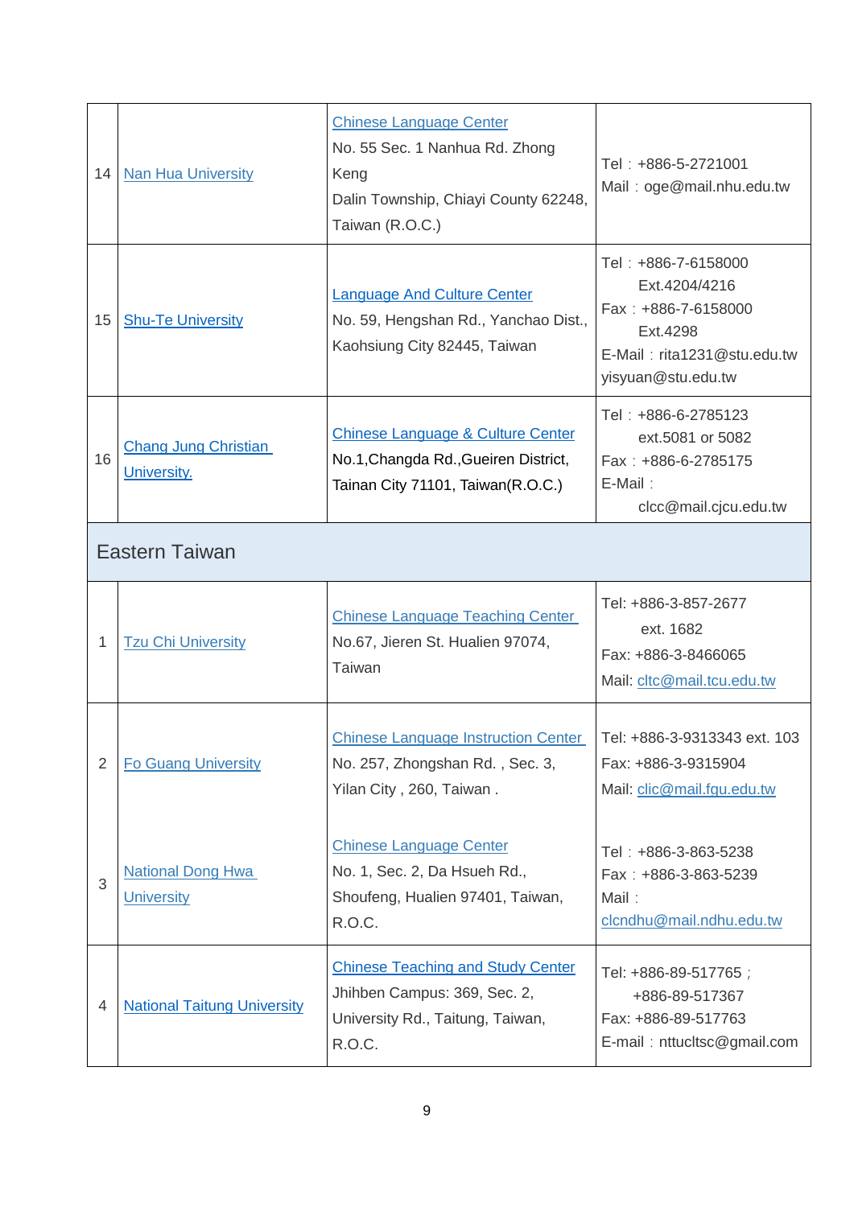| | | | |
|---|---|---|---|
| 14 | Nan Hua University | Chinese Language Center<br>No. 55 Sec. 1 Nanhua Rd. Zhong Keng<br>Dalin Township, Chiayi County 62248, Taiwan (R.O.C.) | Tel：+886-5-2721001<br>Mail：oge@mail.nhu.edu.tw |
| 15 | Shu-Te University | Language And Culture Center<br>No. 59, Hengshan Rd., Yanchao Dist., Kaohsiung City 82445, Taiwan | Tel：+886-7-6158000 Ext.4204/4216<br>Fax：+886-7-6158000 Ext.4298<br>E-Mail：rita1231@stu.edu.tw yisyuan@stu.edu.tw |
| 16 | Chang Jung Christian University. | Chinese Language & Culture Center<br>No.1,Changda Rd.,Gueiren District, Tainan City 71101, Taiwan(R.O.C.) | Tel：+886-6-2785123 ext.5081 or 5082<br>Fax：+886-6-2785175<br>E-Mail：clcc@mail.cjcu.edu.tw |
| **Eastern Taiwan** | | | |
| 1 | Tzu Chi University | Chinese Language Teaching Center<br>No.67, Jieren St. Hualien 97074, Taiwan | Tel: +886-3-857-2677 ext. 1682<br>Fax: +886-3-8466065<br>Mail: cltc@mail.tcu.edu.tw |
| 2 | Fo Guang University | Chinese Language Instruction Center<br>No. 257, Zhongshan Rd. , Sec. 3, Yilan City , 260, Taiwan . | Tel: +886-3-9313343 ext. 103<br>Fax: +886-3-9315904<br>Mail: clic@mail.fgu.edu.tw |
| 3 | National Dong Hwa University | Chinese Language Center<br>No. 1, Sec. 2, Da Hsueh Rd., Shoufeng, Hualien 97401, Taiwan, R.O.C. | Tel：+886-3-863-5238<br>Fax：+886-3-863-5239<br>Mail：clcndhu@mail.ndhu.edu.tw |
| 4 | National Taitung University | Chinese Teaching and Study Center<br>Jhihben Campus: 369, Sec. 2, University Rd., Taitung, Taiwan, R.O.C. | Tel: +886-89-517765；+886-89-517367<br>Fax: +886-89-517763<br>E-mail：nttucltsc@gmail.com |